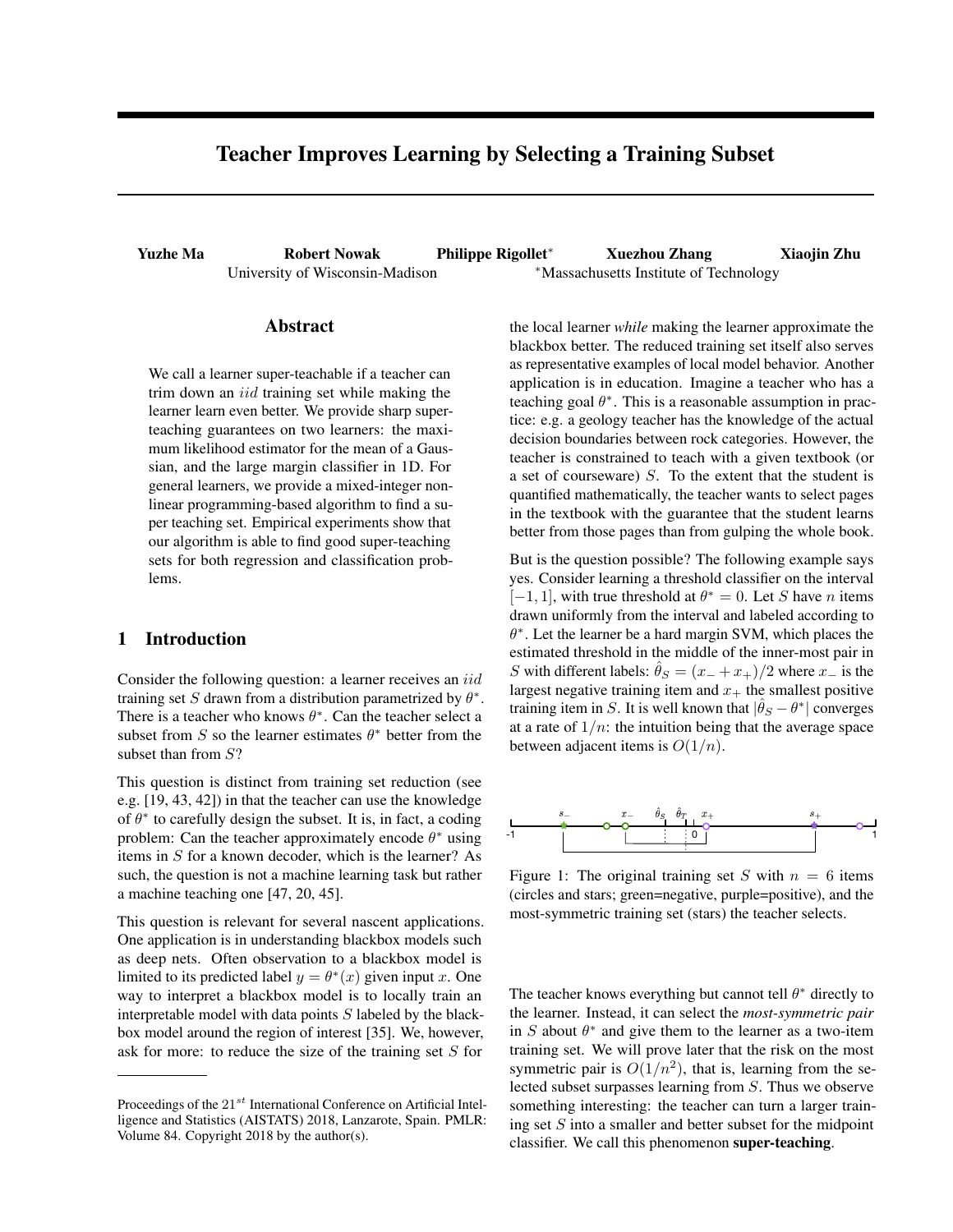# Teacher Improves Learning by Selecting a Training Subset

**Yuzhe Ma** **Robert Nowak** **Philippe Rigollet*** **Xuezhou Zhang** **Xiaojin Zhu**

University of Wisconsin-Madison *Massachusetts Institute of Technology

## Abstract

We call a learner super-teachable if a teacher can trim down an *iid* training set while making the learner learn even better. We provide sharp super-teaching guarantees on two learners: the maximum likelihood estimator for the mean of a Gaussian, and the large margin classifier in 1D. For general learners, we provide a mixed-integer nonlinear programming-based algorithm to find a super teaching set. Empirical experiments show that our algorithm is able to find good super-teaching sets for both regression and classification problems.

## 1 Introduction

Consider the following question: a learner receives an *iid* training set $S$ drawn from a distribution parametrized by $\theta^*$. There is a teacher who knows $\theta^*$. Can the teacher select a subset from $S$ so the learner estimates $\theta^*$ better from the subset than from $S$?

This question is distinct from training set reduction (see e.g. [19, 43, 42]) in that the teacher can use the knowledge of $\theta^*$ to carefully design the subset. It is, in fact, a coding problem: Can the teacher approximately encode $\theta^*$ using items in $S$ for a known decoder, which is the learner? As such, the question is not a machine learning task but rather a machine teaching one [47, 20, 45].

This question is relevant for several nascent applications. One application is in understanding blackbox models such as deep nets. Often observation to a blackbox model is limited to its predicted label $y = \theta^*(x)$ given input $x$. One way to interpret a blackbox model is to locally train an interpretable model with data points $S$ labeled by the blackbox model around the region of interest [35]. We, however, ask for more: to reduce the size of the training set $S$ for the local learner *while* making the learner approximate the blackbox better. The reduced training set itself also serves as representative examples of local model behavior. Another application is in education. Imagine a teacher who has a teaching goal $\theta^*$. This is a reasonable assumption in practice: e.g. a geology teacher has the knowledge of the actual decision boundaries between rock categories. However, the teacher is constrained to teach with a given textbook (or a set of courseware) $S$. To the extent that the student is quantified mathematically, the teacher wants to select pages in the textbook with the guarantee that the student learns better from those pages than from gulping the whole book.

But is the question possible? The following example says yes. Consider learning a threshold classifier on the interval $[-1, 1]$, with true threshold at $\theta^* = 0$. Let $S$ have $n$ items drawn uniformly from the interval and labeled according to $\theta^*$. Let the learner be a hard margin SVM, which places the estimated threshold in the middle of the inner-most pair in $S$ with different labels: $\hat{\theta}_S = (x_- + x_+)/2$ where $x_-$ is the largest negative training item and $x_+$ the smallest positive training item in $S$. It is well known that $|\hat{\theta}_S - \theta^*|$ converges at a rate of $1/n$: the intuition being that the average space between adjacent items is $O(1/n)$.

Figure 1: The original training set $S$ with $n = 6$ items (circles and stars; green=negative, purple=positive), and the most-symmetric training set (stars) the teacher selects.

The teacher knows everything but cannot tell $\theta^*$ directly to the learner. Instead, it can select the *most-symmetric pair* in $S$ about $\theta^*$ and give them to the learner as a two-item training set. We will prove later that the risk on the most symmetric pair is $O(1/n^2)$, that is, learning from the selected subset surpasses learning from $S$. Thus we observe something interesting: the teacher can turn a larger training set $S$ into a smaller and better subset for the midpoint classifier. We call this phenomenon **super-teaching**.

Proceedings of the 21[st] International Conference on Artificial Intelligence and Statistics (AISTATS) 2018, Lanzarote, Spain. PMLR: Volume 84. Copyright 2018 by the author(s).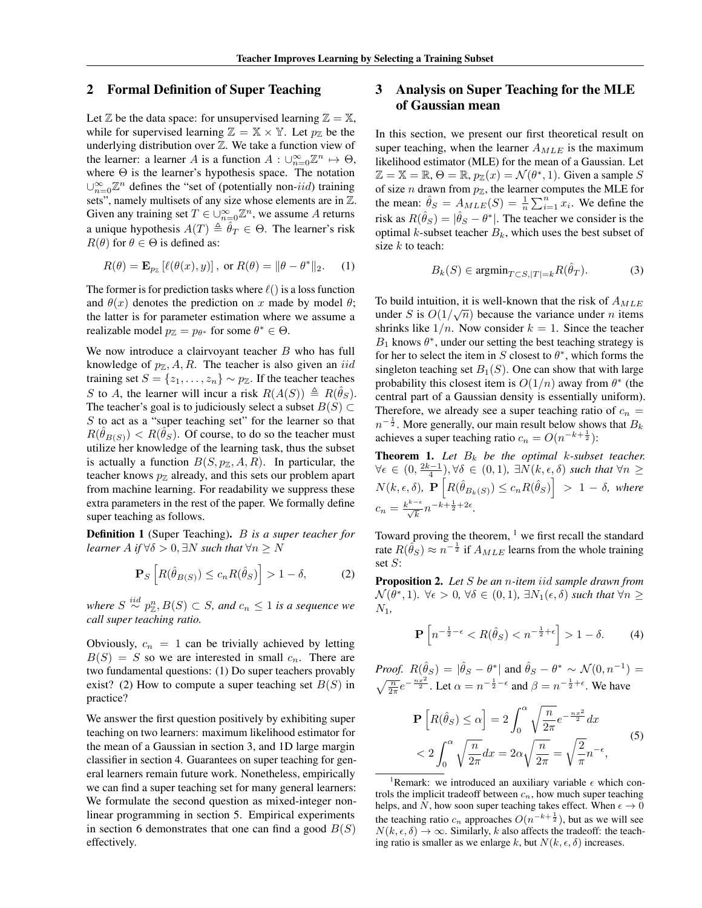## 2 Formal Definition of Super Teaching

Let $\mathbb{Z}$ be the data space: for unsupervised learning $\mathbb{Z} = \mathbb{X}$, while for supervised learning $\mathbb{Z} = \mathbb{X} \times \mathbb{Y}$. Let $p_{\mathbb{Z}}$ be the underlying distribution over $\mathbb{Z}$. We take a function view of the learner: a learner $A$ is a function $A : \cup_{n=0}^{\infty} \mathbb{Z}^n \mapsto \Theta$, where $\Theta$ is the learner's hypothesis space. The notation $\cup_{n=0}^{\infty} \mathbb{Z}^n$ defines the "set of (potentially non-*iid*) training sets", namely multisets of any size whose elements are in $\mathbb{Z}$. Given any training set $T \in \cup_{n=0}^{\infty} \mathbb{Z}^n$, we assume $A$ returns a unique hypothesis $A(T) \triangleq \hat{\theta}_T \in \Theta$. The learner's risk $R(\theta)$ for $\theta \in \Theta$ is defined as:

$$R(\theta) = \mathbf{E}_{p_{\mathbb{Z}}} \left[ \ell(\theta(x), y) \right], \text{ or } R(\theta) = \|\theta - \theta^*\|_2. \tag{1}$$

The former is for prediction tasks where $\ell()$ is a loss function and $\theta(x)$ denotes the prediction on $x$ made by model $\theta$; the latter is for parameter estimation where we assume a realizable model $p_{\mathbb{Z}} = p_{\theta^*}$ for some $\theta^* \in \Theta$.

We now introduce a clairvoyant teacher $B$ who has full knowledge of $p_{\mathbb{Z}}, A, R$. The teacher is also given an *iid* training set $S = \{z_1, \dots, z_n\} \sim p_{\mathbb{Z}}$. If the teacher teaches $S$ to $A$, the learner will incur a risk $R(A(S)) \triangleq R(\hat{\theta}_S)$. The teacher's goal is to judiciously select a subset $B(S) \subset S$ to act as a "super teaching set" for the learner so that $R(\hat{\theta}_{B(S)}) < R(\hat{\theta}_S)$. Of course, to do so the teacher must utilize her knowledge of the learning task, thus the subset is actually a function $B(S, p_{\mathbb{Z}}, A, R)$. In particular, the teacher knows $p_{\mathbb{Z}}$ already, and this sets our problem apart from machine learning. For readability we suppress these extra parameters in the rest of the paper. We formally define super teaching as follows.

**Definition 1** (Super Teaching). *$B$ is a super teacher for learner $A$ if $\forall \delta > 0, \exists N$ such that $\forall n \geq N$*

$$\mathbf{P}_S \left[ R(\hat{\theta}_{B(S)}) \leq c_n R(\hat{\theta}_S) \right] > 1 - \delta, \tag{2}$$

*where $S \overset{iid}{\sim} p_{\mathbb{Z}}^n, B(S) \subset S$, and $c_n \leq 1$ is a sequence we call super teaching ratio.*

Obviously, $c_n = 1$ can be trivially achieved by letting $B(S) = S$ so we are interested in small $c_n$. There are two fundamental questions: (1) Do super teachers provably exist? (2) How to compute a super teaching set $B(S)$ in practice?

We answer the first question positively by exhibiting super teaching on two learners: maximum likelihood estimator for the mean of a Gaussian in section 3, and 1D large margin classifier in section 4. Guarantees on super teaching for general learners remain future work. Nonetheless, empirically we can find a super teaching set for many general learners: We formulate the second question as mixed-integer nonlinear programming in section 5. Empirical experiments in section 6 demonstrates that one can find a good $B(S)$ effectively.

## 3 Analysis on Super Teaching for the MLE of Gaussian mean

In this section, we present our first theoretical result on super teaching, when the learner $A_{MLE}$ is the maximum likelihood estimator (MLE) for the mean of a Gaussian. Let $\mathbb{Z} = \mathbb{X} = \mathbb{R}$, $\Theta = \mathbb{R}$, $p_{\mathbb{Z}}(x) = \mathcal{N}(\theta^*, 1)$. Given a sample $S$ of size $n$ drawn from $p_{\mathbb{Z}}$, the learner computes the MLE for the mean: $\hat{\theta}_S = A_{MLE}(S) = \frac{1}{n} \sum_{i=1}^n x_i$. We define the risk as $R(\hat{\theta}_S) = |\hat{\theta}_S - \theta^*|$. The teacher we consider is the optimal $k$-subset teacher $B_k$, which uses the best subset of size $k$ to teach:

$$B_k(S) \in \text{argmin}_{T \subset S, |T| = k} R(\hat{\theta}_T). \tag{3}$$

To build intuition, it is well-known that the risk of $A_{MLE}$ under $S$ is $O(1/\sqrt{n})$ because the variance under $n$ items shrinks like $1/n$. Now consider $k = 1$. Since the teacher $B_1$ knows $\theta^*$, under our setting the best teaching strategy is for her to select the item in $S$ closest to $\theta^*$, which forms the singleton teaching set $B_1(S)$. One can show that with large probability this closest item is $O(1/n)$ away from $\theta^*$ (the central part of a Gaussian density is essentially uniform). Therefore, we already see a super teaching ratio of $c_n = n^{-\frac{1}{2}}$. More generally, our main result below shows that $B_k$ achieves a super teaching ratio $c_n = O(n^{-k+\frac{1}{2}})$:

**Theorem 1.** *Let $B_k$ be the optimal $k$-subset teacher. $\forall \epsilon \in (0, \frac{2k-1}{4}), \forall \delta \in (0, 1)$, $\exists N(k, \epsilon, \delta)$ such that $\forall n \geq N(k, \epsilon, \delta)$, $\mathbf{P} \left[ R(\hat{\theta}_{B_k(S)}) \leq c_n R(\hat{\theta}_S) \right] > 1 - \delta$, where $c_n = \frac{k^{k-\epsilon}}{\sqrt{k}} n^{-k+\frac{1}{2}+2\epsilon}$.*

Toward proving the theorem, [1] we first recall the standard rate $R(\hat{\theta}_S) \approx n^{-\frac{1}{2}}$ if $A_{MLE}$ learns from the whole training set $S$:

**Proposition 2.** *Let $S$ be an $n$-item iid sample drawn from $\mathcal{N}(\theta^*, 1)$. $\forall \epsilon > 0$, $\forall \delta \in (0, 1)$, $\exists N_1(\epsilon, \delta)$ such that $\forall n \geq N_1$,*

$$\mathbf{P} \left[ n^{-\frac{1}{2} - \epsilon} < R(\hat{\theta}_S) < n^{-\frac{1}{2} + \epsilon} \right] > 1 - \delta. \tag{4}$$

*Proof.* $R(\hat{\theta}_S) = |\hat{\theta}_S - \theta^*|$ and $\hat{\theta}_S - \theta^* \sim \mathcal{N}(0, n^{-1}) = \sqrt{\frac{n}{2\pi}} e^{-\frac{nx^2}{2}}$. Let $\alpha = n^{-\frac{1}{2} - \epsilon}$ and $\beta = n^{-\frac{1}{2} + \epsilon}$. We have

$$\begin{aligned} \mathbf{P} \left[ R(\hat{\theta}_S) \leq \alpha \right] &= 2 \int_0^{\alpha} \sqrt{\frac{n}{2\pi}} e^{-\frac{nx^2}{2}} dx \\ &< 2 \int_0^{\alpha} \sqrt{\frac{n}{2\pi}} dx = 2\alpha \sqrt{\frac{n}{2\pi}} = \sqrt{\frac{2}{\pi}} n^{-\epsilon}, \end{aligned} \tag{5}$$

[1] Remark: we introduced an auxiliary variable $\epsilon$ which controls the implicit tradeoff between $c_n$, how much super teaching helps, and $N$, how soon super teaching takes effect. When $\epsilon \to 0$ the teaching ratio $c_n$ approaches $O(n^{-k+\frac{1}{2}})$, but as we will see $N(k, \epsilon, \delta) \to \infty$. Similarly, $k$ also affects the tradeoff: the teaching ratio is smaller as we enlarge $k$, but $N(k, \epsilon, \delta)$ increases.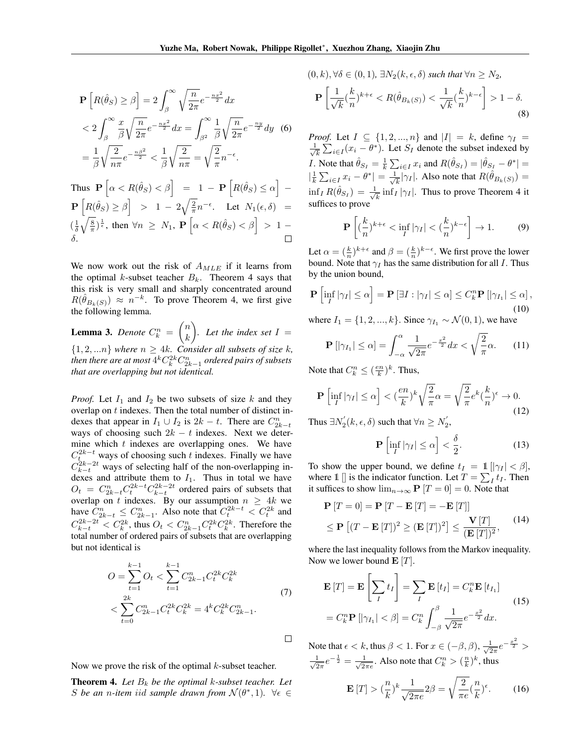$$
\begin{aligned}
\mathbf{P}\left[R(\hat{\theta}_S) \geq \beta\right] &= 2\int_{\beta}^{\infty} \sqrt{\frac{n}{2\pi}} e^{-\frac{nx^2}{2}} dx \\
&< 2\int_{\beta}^{\infty} \frac{x}{\beta}\sqrt{\frac{n}{2\pi}} e^{-\frac{nx^2}{2}} dx = \int_{\beta^2}^{\infty} \frac{1}{\beta}\sqrt{\frac{n}{2\pi}} e^{-\frac{ny}{2}} dy \\
&= \frac{1}{\beta}\sqrt{\frac{2}{n\pi}} e^{-\frac{n\beta^2}{2}} < \frac{1}{\beta}\sqrt{\frac{2}{n\pi}} = \sqrt{\frac{2}{\pi}} n^{-\epsilon}.
\end{aligned} \tag{6}
$$

Thus $\mathbf{P}\left[\alpha < R(\hat{\theta}_S) < \beta\right] = 1 - \mathbf{P}\left[R(\hat{\theta}_S) \leq \alpha\right] - \mathbf{P}\left[R(\hat{\theta}_S) \geq \beta\right] > 1 - 2\sqrt{\frac{2}{\pi}} n^{-\epsilon}$. Let $N_1(\epsilon, \delta) = (\frac{1}{\delta}\sqrt{\frac{8}{\pi}})^{\frac{1}{\epsilon}}$, then $\forall n \geq N_1$, $\mathbf{P}\left[\alpha < R(\hat{\theta}_S) < \beta\right] > 1 - \delta$. ◻

We now work out the risk of $A_{MLE}$ if it learns from the optimal $k$-subset teacher $B_k$. Theorem 4 says that this risk is very small and sharply concentrated around $R(\hat{\theta}_{B_k(S)}) \approx n^{-k}$. To prove Theorem 4, we first give the following lemma.

**Lemma 3.** *Denote $C_k^n = \binom{n}{k}$. Let the index set $I = \{1, 2, ...n\}$ where $n \geq 4k$. Consider all subsets of size $k$, then there are at most $4^k C_k^{2k} C_{2k-1}^n$ ordered pairs of subsets that are overlapping but not identical.*

*Proof.* Let $I_1$ and $I_2$ be two subsets of size $k$ and they overlap on $t$ indexes. Then the total number of distinct indexes that appear in $I_1 \cup I_2$ is $2k - t$. There are $C_{2k-t}^n$ ways of choosing such $2k - t$ indexes. Next we determine which $t$ indexes are overlapping ones. We have $C_t^{2k-t}$ ways of choosing such $t$ indexes. Finally we have $C_{k-t}^{2k-2t}$ ways of selecting half of the non-overlapping indexes and attribute them to $I_1$. Thus in total we have $O_t = C_{2k-t}^n C_t^{2k-t} C_{k-t}^{2k-2t}$ ordered pairs of subsets that overlap on $t$ indexes. By our assumption $n \geq 4k$ we have $C_{2k-t}^n \leq C_{2k-1}^n$. Also note that $C_t^{2k-t} < C_t^{2k}$ and $C_{k-t}^{2k-2t} < C_k^{2k}$, thus $O_t < C_{2k-1}^n C_t^{2k} C_k^{2k}$. Therefore the total number of ordered pairs of subsets that are overlapping but not identical is

$$
\begin{aligned}
O &= \sum_{t=1}^{k-1} O_t < \sum_{t=1}^{k-1} C_{2k-1}^n C_t^{2k} C_k^{2k} \\
&< \sum_{t=0}^{2k} C_{2k-1}^n C_t^{2k} C_k^{2k} = 4^k C_k^{2k} C_{2k-1}^n.
\end{aligned} \tag{7}
$$

◻

Now we prove the risk of the optimal $k$-subset teacher.

**Theorem 4.** *Let $B_k$ be the optimal $k$-subset teacher. Let $S$ be an $n$-item iid sample drawn from $\mathcal{N}(\theta^*, 1)$. $\forall \epsilon \in (0, k), \forall \delta \in (0, 1)$, $\exists N_2(k, \epsilon, \delta)$ such that $\forall n \geq N_2$,*

$$
\mathbf{P}\left[\frac{1}{\sqrt{k}}(\frac{k}{n})^{k+\epsilon} < R(\hat{\theta}_{B_k(S)}) < \frac{1}{\sqrt{k}}(\frac{k}{n})^{k-\epsilon}\right] > 1 - \delta. \tag{8}
$$

*Proof.* Let $I \subseteq \{1, 2, ..., n\}$ and $|I| = k$, define $\gamma_I = \frac{1}{\sqrt{k}}\sum_{i \in I}(x_i - \theta^*)$. Let $S_I$ denote the subset indexed by $I$. Note that $\hat{\theta}_{S_I} = \frac{1}{k}\sum_{i \in I} x_i$ and $R(\hat{\theta}_{S_I}) = |\hat{\theta}_{S_I} - \theta^*| = |\frac{1}{k}\sum_{i \in I} x_i - \theta^*| = \frac{1}{\sqrt{k}}|\gamma_I|$. Also note that $R(\hat{\theta}_{B_k(S)}) = \inf_I R(\hat{\theta}_{S_I}) = \frac{1}{\sqrt{k}}\inf_I |\gamma_I|$. Thus to prove Theorem 4 it suffices to prove

$$
\mathbf{P}\left[(\frac{k}{n})^{k+\epsilon} < \inf_I |\gamma_I| < (\frac{k}{n})^{k-\epsilon}\right] \to 1. \tag{9}
$$

Let $\alpha = (\frac{k}{n})^{k+\epsilon}$ and $\beta = (\frac{k}{n})^{k-\epsilon}$. We first prove the lower bound. Note that $\gamma_I$ has the same distribution for all $I$. Thus by the union bound,

$$
\mathbf{P}\left[\inf_I |\gamma_I| \leq \alpha\right] = \mathbf{P}\left[\exists I : |\gamma_I| \leq \alpha\right] \leq C_k^n \mathbf{P}\left[|\gamma_{I_1}| \leq \alpha\right], \tag{10}
$$

where $I_1 = \{1, 2, ..., k\}$. Since $\gamma_{I_1} \sim \mathcal{N}(0, 1)$, we have

$$
\mathbf{P}\left[|\gamma_{I_1}| \leq \alpha\right] = \int_{-\alpha}^{\alpha} \frac{1}{\sqrt{2\pi}} e^{-\frac{x^2}{2}} dx < \sqrt{\frac{2}{\pi}}\alpha. \tag{11}
$$

Note that $C_k^n \leq (\frac{en}{k})^k$. Thus,

$$
\mathbf{P}\left[\inf_I |\gamma_I| \leq \alpha\right] < (\frac{en}{k})^k \sqrt{\frac{2}{\pi}}\alpha = \sqrt{\frac{2}{\pi}} e^k (\frac{k}{n})^\epsilon \to 0. \tag{12}
$$

Thus $\exists N_2'(k, \epsilon, \delta)$ such that $\forall n \geq N_2'$,

$$
\mathbf{P}\left[\inf_I |\gamma_I| \leq \alpha\right] < \frac{\delta}{2}. \tag{13}
$$

To show the upper bound, we define $t_I = \mathbb{1}\left[|\gamma_I| < \beta\right]$, where $\mathbb{1}\left[\right]$ is the indicator function. Let $T = \sum_I t_I$. Then it suffices to show $\lim_{n\to\infty} \mathbf{P}\left[T = 0\right] = 0$. Note that

$$
\begin{aligned}
\mathbf{P}\left[T = 0\right] &= \mathbf{P}\left[T - \mathbf{E}\left[T\right] = -\mathbf{E}\left[T\right]\right] \\
&\leq \mathbf{P}\left[(T - \mathbf{E}\left[T\right])^2 \geq (\mathbf{E}\left[T\right])^2\right] \leq \frac{\mathbf{V}\left[T\right]}{(\mathbf{E}\left[T\right])^2},
\end{aligned} \tag{14}
$$

where the last inequality follows from the Markov inequality. Now we lower bound $\mathbf{E}\left[T\right]$.

$$
\begin{aligned}
\mathbf{E}\left[T\right] &= \mathbf{E}\left[\sum_I t_I\right] = \sum_I \mathbf{E}\left[t_I\right] = C_k^n \mathbf{E}\left[t_{I_1}\right] \\
&= C_k^n \mathbf{P}\left[|\gamma_{I_1}| < \beta\right] = C_k^n \int_{-\beta}^{\beta} \frac{1}{\sqrt{2\pi}} e^{-\frac{x^2}{2}} dx.
\end{aligned} \tag{15}
$$

Note that $\epsilon < k$, thus $\beta < 1$. For $x \in (-\beta, \beta)$, $\frac{1}{\sqrt{2\pi}} e^{-\frac{x^2}{2}} > \frac{1}{\sqrt{2\pi}} e^{-\frac{1}{2}} = \frac{1}{\sqrt{2\pi e}}$. Also note that $C_k^n > (\frac{n}{k})^k$, thus

$$
\mathbf{E}\left[T\right] > (\frac{n}{k})^k \frac{1}{\sqrt{2\pi e}} 2\beta = \sqrt{\frac{2}{\pi e}} (\frac{n}{k})^\epsilon. \tag{16}
$$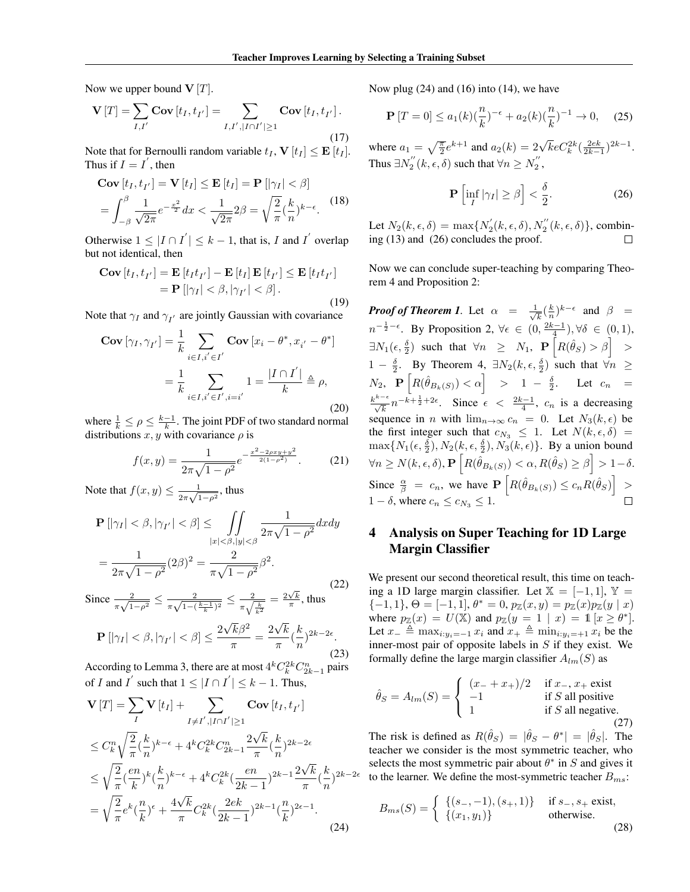Now we upper bound $\mathbf{V}[T]$.

$$\mathbf{V}[T] = \sum_{I,I'} \mathbf{Cov}[t_I, t_{I'}] = \sum_{I,I',|I\cap I'|\geq 1} \mathbf{Cov}[t_I, t_{I'}]. \tag{17}$$

Note that for Bernoulli random variable $t_I$, $\mathbf{V}[t_I] \leq \mathbf{E}[t_I]$. Thus if $I = I'$, then

$$\begin{aligned}\mathbf{Cov}[t_I, t_{I'}] &= \mathbf{V}[t_I] \leq \mathbf{E}[t_I] = \mathbf{P}[|\gamma_I| < \beta] \\ &= \int_{-\beta}^{\beta} \frac{1}{\sqrt{2\pi}} e^{-\frac{x^2}{2}} dx < \frac{1}{\sqrt{2\pi}} 2\beta = \sqrt{\frac{2}{\pi}} (\frac{k}{n})^{k-\epsilon}.\end{aligned} \tag{18}$$

Otherwise $1 \leq |I \cap I'| \leq k-1$, that is, $I$ and $I'$ overlap but not identical, then

$$\begin{aligned}\mathbf{Cov}[t_I, t_{I'}] &= \mathbf{E}[t_I t_{I'}] - \mathbf{E}[t_I]\mathbf{E}[t_{I'}] \leq \mathbf{E}[t_I t_{I'}] \\ &= \mathbf{P}[|\gamma_I| < \beta, |\gamma_{I'}| < \beta].\end{aligned} \tag{19}$$

Note that $\gamma_I$ and $\gamma_{I'}$ are jointly Gaussian with covariance

$$\begin{aligned}\mathbf{Cov}[\gamma_I, \gamma_{I'}] &= \frac{1}{k} \sum_{i\in I, i'\in I'} \mathbf{Cov}[x_i - \theta^*, x_{i'} - \theta^*] \\ &= \frac{1}{k} \sum_{i\in I, i'\in I', i=i'} 1 = \frac{|I \cap I'|}{k} \triangleq \rho,\end{aligned} \tag{20}$$

where $\frac{1}{k} \leq \rho \leq \frac{k-1}{k}$. The joint PDF of two standard normal distributions $x, y$ with covariance $\rho$ is

$$f(x,y) = \frac{1}{2\pi\sqrt{1-\rho^2}} e^{-\frac{x^2 - 2\rho xy + y^2}{2(1-\rho^2)}}. \tag{21}$$

Note that $f(x,y) \leq \frac{1}{2\pi\sqrt{1-\rho^2}}$, thus

$$\begin{aligned}\mathbf{P}[|\gamma_I| < \beta, |\gamma_{I'}| < \beta] &\leq \iint_{|x|<\beta, |y|<\beta} \frac{1}{2\pi\sqrt{1-\rho^2}} dxdy \\ &= \frac{1}{2\pi\sqrt{1-\rho^2}} (2\beta)^2 = \frac{2}{\pi\sqrt{1-\rho^2}} \beta^2.\end{aligned} \tag{22}$$

Since $\frac{2}{\pi\sqrt{1-\rho^2}} \leq \frac{2}{\pi\sqrt{1-(\frac{k-1}{k})^2}} \leq \frac{2}{\pi\sqrt{\frac{k}{k^2}}} = \frac{2\sqrt{k}}{\pi}$, thus

$$\mathbf{P}[|\gamma_I| < \beta, |\gamma_{I'}| < \beta] \leq \frac{2\sqrt{k}\beta^2}{\pi} = \frac{2\sqrt{k}}{\pi} (\frac{k}{n})^{2k-2\epsilon}. \tag{23}$$

According to Lemma 3, there are at most $4^k C_k^{2k} C_{2k-1}^n$ pairs of $I$ and $I'$ such that $1 \leq |I \cap I'| \leq k-1$. Thus,

$$\begin{aligned}\mathbf{V}[T] &= \sum_I \mathbf{V}[t_I] + \sum_{I\neq I', |I\cap I'|\geq 1} \mathbf{Cov}[t_I, t_{I'}] \\ &\leq C_k^n \sqrt{\frac{2}{\pi}} (\frac{k}{n})^{k-\epsilon} + 4^k C_k^{2k} C_{2k-1}^n \frac{2\sqrt{k}}{\pi} (\frac{k}{n})^{2k-2\epsilon} \\ &\leq \sqrt{\frac{2}{\pi}} (\frac{en}{k})^k (\frac{k}{n})^{k-\epsilon} + 4^k C_k^{2k} (\frac{en}{2k-1})^{2k-1} \frac{2\sqrt{k}}{\pi} (\frac{k}{n})^{2k-2\epsilon} \\ &= \sqrt{\frac{2}{\pi}} e^k (\frac{n}{k})^{\epsilon} + \frac{4\sqrt{k}}{\pi} C_k^{2k} (\frac{2ek}{2k-1})^{2k-1} (\frac{n}{k})^{2\epsilon-1}.\end{aligned} \tag{24}$$

Now plug (24) and (16) into (14), we have

$$\mathbf{P}[T=0] \leq a_1(k)(\frac{n}{k})^{-\epsilon} + a_2(k)(\frac{n}{k})^{-1} \to 0, \tag{25}$$

where $a_1 = \sqrt{\frac{\pi}{2}} e^{k+1}$ and $a_2(k) = 2\sqrt{k} e C_k^{2k} (\frac{2ek}{2k-1})^{2k-1}$. Thus $\exists N_2''(k,\epsilon,\delta)$ such that $\forall n \geq N_2''$,

$$\mathbf{P}\left[\inf_I |\gamma_I| \geq \beta\right] < \frac{\delta}{2}. \tag{26}$$

Let $N_2(k,\epsilon,\delta) = \max\{N_2'(k,\epsilon,\delta), N_2''(k,\epsilon,\delta)\}$, combining (13) and (26) concludes the proof. $\square$

Now we can conclude super-teaching by comparing Theorem 4 and Proposition 2:

***Proof of Theorem 1***. Let $\alpha = \frac{1}{\sqrt{k}}(\frac{k}{n})^{k-\epsilon}$ and $\beta = n^{-\frac{1}{2}-\epsilon}$. By Proposition 2, $\forall \epsilon \in (0, \frac{2k-1}{4}), \forall \delta \in (0,1)$, $\exists N_1(\epsilon, \frac{\delta}{2})$ such that $\forall n \geq N_1$, $\mathbf{P}\left[R(\hat{\theta}_S) > \beta\right] > 1 - \frac{\delta}{2}$. By Theorem 4, $\exists N_2(k,\epsilon,\frac{\delta}{2})$ such that $\forall n \geq N_2$, $\mathbf{P}\left[R(\hat{\theta}_{B_k(S)}) < \alpha\right] > 1 - \frac{\delta}{2}$. Let $c_n = \frac{k^{k-\epsilon}}{\sqrt{k}} n^{-k+\frac{1}{2}+2\epsilon}$. Since $\epsilon < \frac{2k-1}{4}$, $c_n$ is a decreasing sequence in $n$ with $\lim_{n\to\infty} c_n = 0$. Let $N_3(k,\epsilon)$ be the first integer such that $c_{N_3} \leq 1$. Let $N(k,\epsilon,\delta) = \max\{N_1(\epsilon, \frac{\delta}{2}), N_2(k,\epsilon,\frac{\delta}{2}), N_3(k,\epsilon)\}$. By a union bound $\forall n \geq N(k,\epsilon,\delta), \mathbf{P}\left[R(\hat{\theta}_{B_k(S)}) < \alpha, R(\hat{\theta}_S) \geq \beta\right] > 1 - \delta$. Since $\frac{\alpha}{\beta} = c_n$, we have $\mathbf{P}\left[R(\hat{\theta}_{B_k(S)}) \leq c_n R(\hat{\theta}_S)\right] > 1 - \delta$, where $c_n \leq c_{N_3} \leq 1$. $\square$

## 4 Analysis on Super Teaching for 1D Large Margin Classifier

We present our second theoretical result, this time on teaching a 1D large margin classifier. Let $\mathbb{X} = [-1,1]$, $\mathbb{Y} = \{-1,1\}$, $\Theta = [-1,1]$, $\theta^* = 0$, $p_{\mathbb{Z}}(x,y) = p_{\mathbb{Z}}(x) p_{\mathbb{Z}}(y \mid x)$ where $p_{\mathbb{Z}}(x) = U(\mathbb{X})$ and $p_{\mathbb{Z}}(y = 1 \mid x) = \mathbb{1}[x \geq \theta^*]$. Let $x_- \triangleq \max_{i:y_i=-1} x_i$ and $x_+ \triangleq \min_{i:y_i=+1} x_i$ be the inner-most pair of opposite labels in $S$ if they exist. We formally define the large margin classifier $A_{lm}(S)$ as

$$\hat{\theta}_S = A_{lm}(S) = \begin{cases} (x_- + x_+)/2 & \text{if } x_-, x_+ \text{ exist} \\ -1 & \text{if } S \text{ all positive} \\ 1 & \text{if } S \text{ all negative.} \end{cases} \tag{27}$$

The risk is defined as $R(\hat{\theta}_S) = |\hat{\theta}_S - \theta^*| = |\hat{\theta}_S|$. The teacher we consider is the most symmetric teacher, who selects the most symmetric pair about $\theta^*$ in $S$ and gives it to the learner. We define the most-symmetric teacher $B_{ms}$:

$$B_{ms}(S) = \begin{cases} \{(s_-, -1), (s_+, 1)\} & \text{if } s_-, s_+ \text{ exist,} \\ \{(x_1, y_1)\} & \text{otherwise.} \end{cases} \tag{28}$$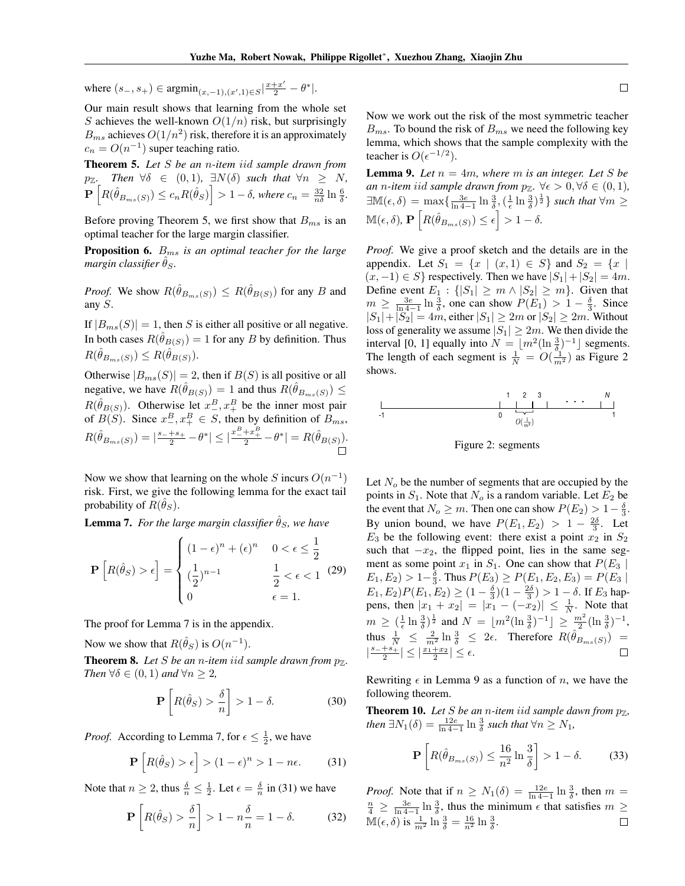where $(s_-, s_+) \in \text{argmin}_{(x,-1),(x',1) \in S} |\frac{x+x'}{2} - \theta^*|$.

Our main result shows that learning from the whole set $S$ achieves the well-known $O(1/n)$ risk, but surprisingly $B_{ms}$ achieves $O(1/n^2)$ risk, therefore it is an approximately $c_n = O(n^{-1})$ super teaching ratio.

**Theorem 5.** *Let $S$ be an $n$-item iid sample drawn from $p_{\mathbb{Z}}$. Then $\forall \delta \in (0,1)$, $\exists N(\delta)$ such that $\forall n \geq N$, $\mathbf{P}\left[R(\hat{\theta}_{B_{ms}(S)}) \leq c_n R(\hat{\theta}_S)\right] > 1 - \delta$, where $c_n = \frac{32}{n\delta} \ln \frac{6}{\delta}$.*

Before proving Theorem 5, we first show that $B_{ms}$ is an optimal teacher for the large margin classifier.

**Proposition 6.** *$B_{ms}$ is an optimal teacher for the large margin classifier $\hat{\theta}_S$.*

*Proof.* We show $R(\hat{\theta}_{B_{ms}(S)}) \leq R(\hat{\theta}_{B(S)})$ for any $B$ and any $S$.

If $|B_{ms}(S)| = 1$, then $S$ is either all positive or all negative. In both cases $R(\hat{\theta}_{B(S)}) = 1$ for any $B$ by definition. Thus $R(\hat{\theta}_{B_{ms}(S)}) \leq R(\hat{\theta}_{B(S)})$.

Otherwise $|B_{ms}(S)| = 2$, then if $B(S)$ is all positive or all negative, we have $R(\hat{\theta}_{B(S)}) = 1$ and thus $R(\hat{\theta}_{B_{ms}(S)}) \leq R(\hat{\theta}_{B(S)})$. Otherwise let $x_-^B, x_+^B$ be the inner most pair of $B(S)$. Since $x_-^B, x_+^B \in S$, then by definition of $B_{ms}$, $R(\hat{\theta}_{B_{ms}(S)}) = |\frac{s_- + s_+}{2} - \theta^*| \leq |\frac{x_-^B + x_+^B}{2} - \theta^*| = R(\hat{\theta}_{B(S)})$. $\square$

Now we show that learning on the whole $S$ incurs $O(n^{-1})$ risk. First, we give the following lemma for the exact tail probability of $R(\hat{\theta}_S)$.

**Lemma 7.** *For the large margin classifier $\hat{\theta}_S$, we have*

$$\mathbf{P}\left[R(\hat{\theta}_S) > \epsilon\right] = \begin{cases} (1-\epsilon)^n + (\epsilon)^n & 0 < \epsilon \leq \frac{1}{2} \\ (\frac{1}{2})^{n-1} & \frac{1}{2} < \epsilon < 1 \\ 0 & \epsilon = 1. \end{cases} \quad (29)$$

The proof for Lemma 7 is in the appendix.

Now we show that $R(\hat{\theta}_S)$ is $O(n^{-1})$.

**Theorem 8.** *Let $S$ be an $n$-item iid sample drawn from $p_{\mathbb{Z}}$. Then $\forall \delta \in (0,1)$ and $\forall n \geq 2$,*

$$\mathbf{P}\left[R(\hat{\theta}_S) > \frac{\delta}{n}\right] > 1 - \delta. \quad (30)$$

*Proof.* According to Lemma 7, for $\epsilon \leq \frac{1}{2}$, we have

$$\mathbf{P}\left[R(\hat{\theta}_S) > \epsilon\right] > (1-\epsilon)^n > 1 - n\epsilon. \quad (31)$$

Note that $n \geq 2$, thus $\frac{\delta}{n} \leq \frac{1}{2}$. Let $\epsilon = \frac{\delta}{n}$ in (31) we have

$$\mathbf{P}\left[R(\hat{\theta}_S) > \frac{\delta}{n}\right] > 1 - n\frac{\delta}{n} = 1 - \delta. \quad (32)$$

$\square$

Now we work out the risk of the most symmetric teacher $B_{ms}$. To bound the risk of $B_{ms}$ we need the following key lemma, which shows that the sample complexity with the teacher is $O(\epsilon^{-1/2})$.

**Lemma 9.** *Let $n = 4m$, where $m$ is an integer. Let $S$ be an $n$-item iid sample drawn from $p_{\mathbb{Z}}$. $\forall \epsilon > 0, \forall \delta \in (0,1)$, $\exists \mathbb{M}(\epsilon, \delta) = \max\{\frac{3e}{\ln 4 - 1} \ln \frac{3}{\delta}, (\frac{1}{\epsilon} \ln \frac{3}{\delta})^{\frac{1}{2}}\}$ such that $\forall m \geq \mathbb{M}(\epsilon, \delta)$, $\mathbf{P}\left[R(\hat{\theta}_{B_{ms}(S)}) \leq \epsilon\right] > 1 - \delta$.*

*Proof.* We give a proof sketch and the details are in the appendix. Let $S_1 = \{x \mid (x, 1) \in S\}$ and $S_2 = \{x \mid (x, -1) \in S\}$ respectively. Then we have $|S_1| + |S_2| = 4m$. Define event $E_1 : \{|S_1| \geq m \wedge |S_2| \geq m\}$. Given that $m \geq \frac{3e}{\ln 4 - 1} \ln \frac{3}{\delta}$, one can show $P(E_1) > 1 - \frac{\delta}{3}$. Since $|S_1| + |S_2| = 4m$, either $|S_1| \geq 2m$ or $|S_2| \geq 2m$. Without loss of generality we assume $|S_1| \geq 2m$. We then divide the interval [0, 1] equally into $N = \lfloor m^2 (\ln \frac{3}{\delta})^{-1} \rfloor$ segments. The length of each segment is $\frac{1}{N} = O(\frac{1}{m^2})$ as Figure 2 shows.

Figure 2: segments

Let $N_o$ be the number of segments that are occupied by the points in $S_1$. Note that $N_o$ is a random variable. Let $E_2$ be the event that $N_o \geq m$. Then one can show $P(E_2) > 1 - \frac{\delta}{3}$. By union bound, we have $P(E_1, E_2) > 1 - \frac{2\delta}{3}$. Let $E_3$ be the following event: there exist a point $x_2$ in $S_2$ such that $-x_2$, the flipped point, lies in the same segment as some point $x_1$ in $S_1$. One can show that $P(E_3 \mid E_1, E_2) > 1 - \frac{\delta}{3}$. Thus $P(E_3) \geq P(E_1, E_2, E_3) = P(E_3 \mid E_1, E_2) P(E_1, E_2) \geq (1 - \frac{\delta}{3})(1 - \frac{2\delta}{3}) > 1 - \delta$. If $E_3$ happens, then $|x_1 + x_2| = |x_1 - (-x_2)| \leq \frac{1}{N}$. Note that $m \geq (\frac{1}{\epsilon} \ln \frac{3}{\delta})^{\frac{1}{2}}$ and $N = \lfloor m^2 (\ln \frac{3}{\delta})^{-1} \rfloor \geq \frac{m^2}{2} (\ln \frac{3}{\delta})^{-1}$, thus $\frac{1}{N} \leq \frac{2}{m^2} \ln \frac{3}{\delta} \leq 2\epsilon$. Therefore $R(\hat{\theta}_{B_{ms}(S)}) = |\frac{s_- + s_+}{2}| \leq |\frac{x_1 + x_2}{2}| \leq \epsilon$. $\square$

Rewriting $\epsilon$ in Lemma 9 as a function of $n$, we have the following theorem.

**Theorem 10.** *Let $S$ be an $n$-item iid sample dawn from $p_{\mathbb{Z}}$, then $\exists N_1(\delta) = \frac{12e}{\ln 4 - 1} \ln \frac{3}{\delta}$ such that $\forall n \geq N_1$,*

$$\mathbf{P}\left[R(\hat{\theta}_{B_{ms}(S)}) \leq \frac{16}{n^2} \ln \frac{3}{\delta}\right] > 1 - \delta. \quad (33)$$

*Proof.* Note that if $n \geq N_1(\delta) = \frac{12e}{\ln 4 - 1} \ln \frac{3}{\delta}$, then $m = \frac{n}{4} \geq \frac{3e}{\ln 4 - 1} \ln \frac{3}{\delta}$, thus the minimum $\epsilon$ that satisfies $m \geq \mathbb{M}(\epsilon, \delta)$ is $\frac{1}{m^2} \ln \frac{3}{\delta} = \frac{16}{n^2} \ln \frac{3}{\delta}$. $\square$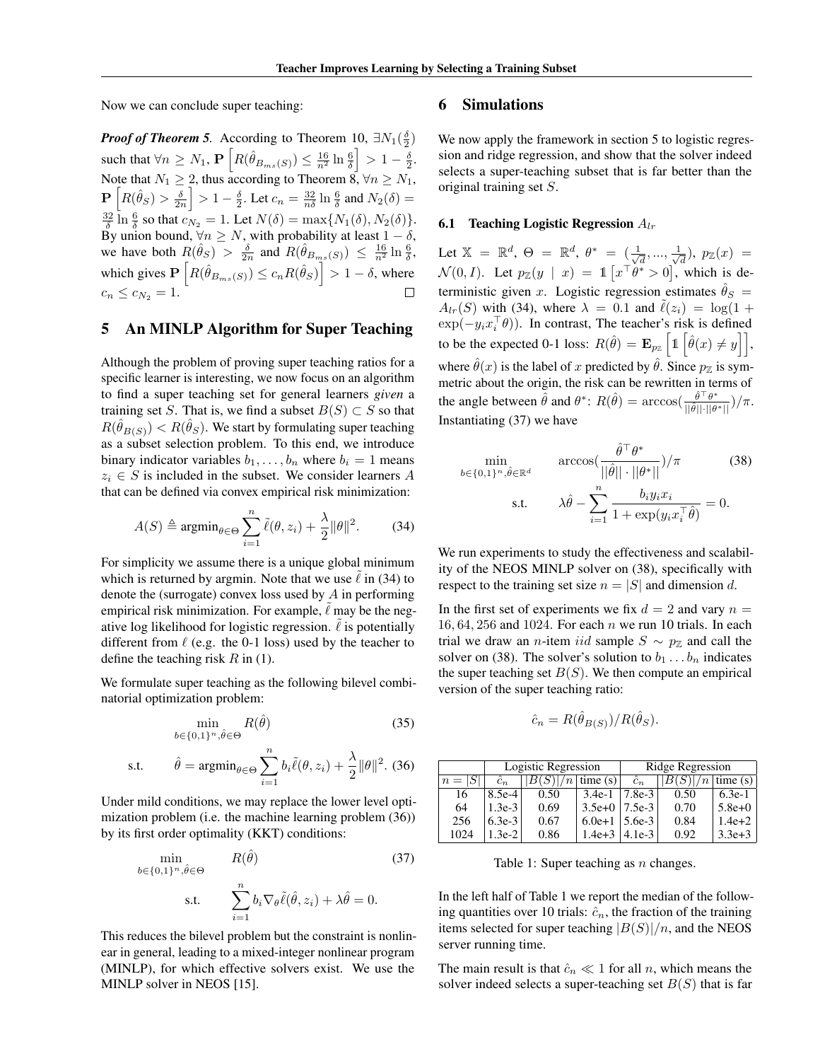Now we can conclude super teaching:

***Proof of Theorem 5.*** According to Theorem 10, $\exists N_1(\frac{\delta}{2})$ such that $\forall n \geq N_1$, $\mathbf{P}\left[R(\hat{\theta}_{B_{ms}(S)}) \leq \frac{16}{n^2}\ln\frac{6}{\delta}\right] > 1 - \frac{\delta}{2}$. Note that $N_1 \geq 2$, thus according to Theorem 8, $\forall n \geq N_1$, $\mathbf{P}\left[R(\hat{\theta}_S) > \frac{\delta}{2n}\right] > 1 - \frac{\delta}{2}$. Let $c_n = \frac{32}{n\delta}\ln\frac{6}{\delta}$ and $N_2(\delta) = \frac{32}{\delta}\ln\frac{6}{\delta}$ so that $c_{N_2} = 1$. Let $N(\delta) = \max\{N_1(\delta), N_2(\delta)\}$. By union bound, $\forall n \geq N$, with probability at least $1 - \delta$, we have both $R(\hat{\theta}_S) > \frac{\delta}{2n}$ and $R(\hat{\theta}_{B_{ms}(S)}) \leq \frac{16}{n^2}\ln\frac{6}{\delta}$, which gives $\mathbf{P}\left[R(\hat{\theta}_{B_{ms}(S)}) \leq c_n R(\hat{\theta}_S)\right] > 1 - \delta$, where $c_n \leq c_{N_2} = 1$. □

## 5 An MINLP Algorithm for Super Teaching

Although the problem of proving super teaching ratios for a specific learner is interesting, we now focus on an algorithm to find a super teaching set for general learners *given* a training set $S$. That is, we find a subset $B(S) \subset S$ so that $R(\hat{\theta}_{B(S)}) < R(\hat{\theta}_S)$. We start by formulating super teaching as a subset selection problem. To this end, we introduce binary indicator variables $b_1, \ldots, b_n$ where $b_i = 1$ means $z_i \in S$ is included in the subset. We consider learners $A$ that can be defined via convex empirical risk minimization:

$$A(S) \triangleq \mathrm{argmin}_{\theta \in \Theta} \sum_{i=1}^{n} \tilde{\ell}(\theta, z_i) + \frac{\lambda}{2}\|\theta\|^2. \tag{34}$$

For simplicity we assume there is a unique global minimum which is returned by argmin. Note that we use $\tilde{\ell}$ in (34) to denote the (surrogate) convex loss used by $A$ in performing empirical risk minimization. For example, $\tilde{\ell}$ may be the negative log likelihood for logistic regression. $\tilde{\ell}$ is potentially different from $\ell$ (e.g. the 0-1 loss) used by the teacher to define the teaching risk $R$ in (1).

We formulate super teaching as the following bilevel combinatorial optimization problem:

$$\min_{b \in \{0,1\}^n, \hat{\theta} \in \Theta} R(\hat{\theta}) \tag{35}$$

$$\text{s.t.} \quad \hat{\theta} = \mathrm{argmin}_{\theta \in \Theta} \sum_{i=1}^{n} b_i \tilde{\ell}(\theta, z_i) + \frac{\lambda}{2}\|\theta\|^2. \tag{36}$$

Under mild conditions, we may replace the lower level optimization problem (i.e. the machine learning problem (36)) by its first order optimality (KKT) conditions:

$$\min_{b \in \{0,1\}^n, \hat{\theta} \in \Theta} R(\hat{\theta}) \tag{37}$$

$$\text{s.t.} \quad \sum_{i=1}^{n} b_i \nabla_\theta \tilde{\ell}(\hat{\theta}, z_i) + \lambda\hat{\theta} = 0.$$

This reduces the bilevel problem but the constraint is nonlinear in general, leading to a mixed-integer nonlinear program (MINLP), for which effective solvers exist. We use the MINLP solver in NEOS [15].

## 6 Simulations

We now apply the framework in section 5 to logistic regression and ridge regression, and show that the solver indeed selects a super-teaching subset that is far better than the original training set $S$.

### 6.1 Teaching Logistic Regression $A_{lr}$

Let $\mathbb{X} = \mathbb{R}^d$, $\Theta = \mathbb{R}^d$, $\theta^* = (\frac{1}{\sqrt{d}}, \ldots, \frac{1}{\sqrt{d}})$, $p_{\mathbb{Z}}(x) = \mathcal{N}(0, I)$. Let $p_{\mathbb{Z}}(y \mid x) = \mathbb{1}\left[x^\top \theta^* > 0\right]$, which is deterministic given $x$. Logistic regression estimates $\hat{\theta}_S = A_{lr}(S)$ with (34), where $\lambda = 0.1$ and $\tilde{\ell}(z_i) = \log(1 + \exp(-y_i x_i^\top \theta))$. In contrast, The teacher's risk is defined to be the expected 0-1 loss: $R(\hat{\theta}) = \mathbf{E}_{p_{\mathbb{Z}}}\left[\mathbb{1}\left[\hat{\theta}(x) \neq y\right]\right]$, where $\hat{\theta}(x)$ is the label of $x$ predicted by $\hat{\theta}$. Since $p_{\mathbb{Z}}$ is symmetric about the origin, the risk can be rewritten in terms of the angle between $\hat{\theta}$ and $\theta^*$: $R(\hat{\theta}) = \arccos(\frac{\hat{\theta}^\top \theta^*}{\|\hat{\theta}\| \cdot \|\theta^*\|})/\pi$. Instantiating (37) we have

$$\min_{b \in \{0,1\}^n, \hat{\theta} \in \mathbb{R}^d} \quad \arccos(\frac{\hat{\theta}^\top \theta^*}{\|\hat{\theta}\| \cdot \|\theta^*\|})/\pi \tag{38}$$

$$\text{s.t.} \quad \lambda\hat{\theta} - \sum_{i=1}^{n} \frac{b_i y_i x_i}{1 + \exp(y_i x_i^\top \hat{\theta})} = 0.$$

We run experiments to study the effectiveness and scalability of the NEOS MINLP solver on (38), specifically with respect to the training set size $n = |S|$ and dimension $d$.

In the first set of experiments we fix $d = 2$ and vary $n = 16, 64, 256$ and $1024$. For each $n$ we run 10 trials. In each trial we draw an $n$-item *iid* sample $S \sim p_{\mathbb{Z}}$ and call the solver on (38). The solver's solution to $b_1 \ldots b_n$ indicates the super teaching set $B(S)$. We then compute an empirical version of the super teaching ratio:

$$\hat{c}_n = R(\hat{\theta}_{B(S)})/R(\hat{\theta}_S).$$

| | Logistic Regression | | | Ridge Regression | | |
|---|---|---|---|---|---|---|
| $n = \lvert S\rvert$ | $\hat{c}_n$ | $\lvert B(S)\rvert/n$ | time (s) | $\hat{c}_n$ | $\lvert B(S)\rvert/n$ | time (s) |
| 16 | 8.5e-4 | 0.50 | 3.4e-1 | 7.8e-3 | 0.50 | 6.3e-1 |
| 64 | 1.3e-3 | 0.69 | 3.5e+0 | 7.5e-3 | 0.70 | 5.8e+0 |
| 256 | 6.3e-3 | 0.67 | 6.0e+1 | 5.6e-3 | 0.84 | 1.4e+2 |
| 1024 | 1.3e-2 | 0.86 | 1.4e+3 | 4.1e-3 | 0.92 | 3.3e+3 |

Table 1: Super teaching as $n$ changes.

In the left half of Table 1 we report the median of the following quantities over 10 trials: $\hat{c}_n$, the fraction of the training items selected for super teaching $|B(S)|/n$, and the NEOS server running time.

The main result is that $\hat{c}_n \ll 1$ for all $n$, which means the solver indeed selects a super-teaching set $B(S)$ that is far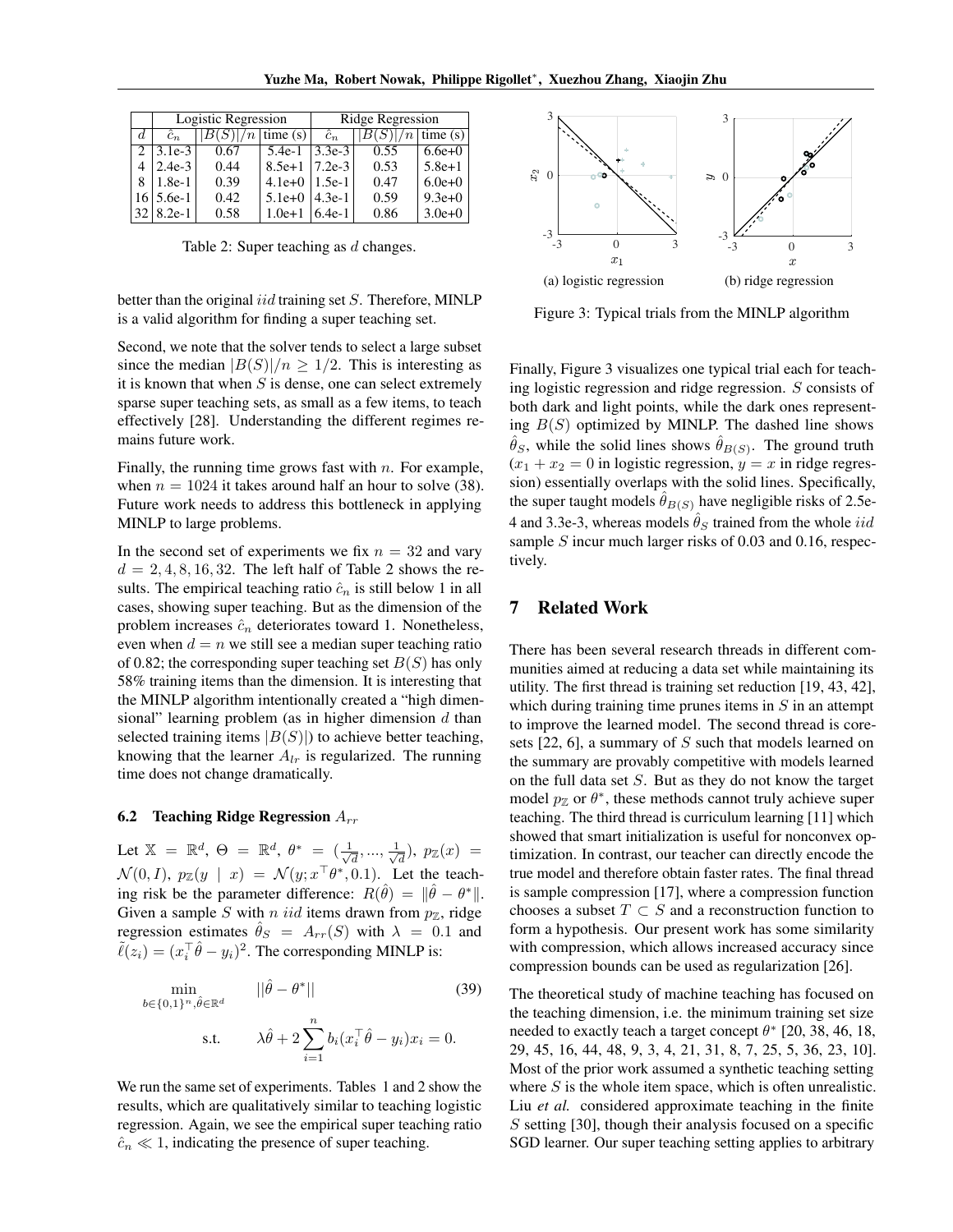|  | Logistic Regression | | | Ridge Regression | | |
|---|---|---|---|---|---|---|
| $d$ | $\hat{c}_n$ | $\|B(S)\|/n$ | time (s) | $\hat{c}_n$ | $\|B(S)\|/n$ | time (s) |
| 2 | 3.1e-3 | 0.67 | 5.4e-1 | 3.3e-3 | 0.55 | 6.6e+0 |
| 4 | 2.4e-3 | 0.44 | 8.5e+1 | 7.2e-3 | 0.53 | 5.8e+1 |
| 8 | 1.8e-1 | 0.39 | 4.1e+0 | 1.5e-1 | 0.47 | 6.0e+0 |
| 16 | 5.6e-1 | 0.42 | 5.1e+0 | 4.3e-1 | 0.59 | 9.3e+0 |
| 32 | 8.2e-1 | 0.58 | 1.0e+1 | 6.4e-1 | 0.86 | 3.0e+0 |

Table 2: Super teaching as $d$ changes.

better than the original $iid$ training set $S$. Therefore, MINLP is a valid algorithm for finding a super teaching set.

Second, we note that the solver tends to select a large subset since the median $|B(S)|/n \geq 1/2$. This is interesting as it is known that when $S$ is dense, one can select extremely sparse super teaching sets, as small as a few items, to teach effectively [28]. Understanding the different regimes remains future work.

Finally, the running time grows fast with $n$. For example, when $n = 1024$ it takes around half an hour to solve (38). Future work needs to address this bottleneck in applying MINLP to large problems.

In the second set of experiments we fix $n = 32$ and vary $d = 2, 4, 8, 16, 32$. The left half of Table 2 shows the results. The empirical teaching ratio $\hat{c}_n$ is still below 1 in all cases, showing super teaching. But as the dimension of the problem increases $\hat{c}_n$ deteriorates toward 1. Nonetheless, even when $d = n$ we still see a median super teaching ratio of 0.82; the corresponding super teaching set $B(S)$ has only 58% training items than the dimension. It is interesting that the MINLP algorithm intentionally created a "high dimensional" learning problem (as in higher dimension $d$ than selected training items $|B(S)|$) to achieve better teaching, knowing that the learner $A_{lr}$ is regularized. The running time does not change dramatically.

### 6.2 Teaching Ridge Regression $A_{rr}$

Let $\mathbb{X} = \mathbb{R}^d$, $\Theta = \mathbb{R}^d$, $\theta^* = (\frac{1}{\sqrt{d}}, ..., \frac{1}{\sqrt{d}})$, $p_{\mathbb{Z}}(x) = \mathcal{N}(0, I)$, $p_{\mathbb{Z}}(y \mid x) = \mathcal{N}(y; x^\top \theta^*, 0.1)$. Let the teaching risk be the parameter difference: $R(\hat{\theta}) = \|\hat{\theta} - \theta^*\|$. Given a sample $S$ with $n$ $iid$ items drawn from $p_{\mathbb{Z}}$, ridge regression estimates $\hat{\theta}_S = A_{rr}(S)$ with $\lambda = 0.1$ and $\tilde{\ell}(z_i) = (x_i^\top \hat{\theta} - y_i)^2$. The corresponding MINLP is:

$$\min_{b \in \{0,1\}^n, \hat{\theta} \in \mathbb{R}^d} \quad ||\hat{\theta} - \theta^*|| \tag{39}$$

$$\text{s.t.} \quad \lambda \hat{\theta} + 2 \sum_{i=1}^{n} b_i (x_i^\top \hat{\theta} - y_i) x_i = 0.$$

We run the same set of experiments. Tables 1 and 2 show the results, which are qualitatively similar to teaching logistic regression. Again, we see the empirical super teaching ratio $\hat{c}_n \ll 1$, indicating the presence of super teaching.

(a) logistic regression (b) ridge regression

Figure 3: Typical trials from the MINLP algorithm

Finally, Figure 3 visualizes one typical trial each for teaching logistic regression and ridge regression. $S$ consists of both dark and light points, while the dark ones representing $B(S)$ optimized by MINLP. The dashed line shows $\hat{\theta}_S$, while the solid lines shows $\hat{\theta}_{B(S)}$. The ground truth ($x_1 + x_2 = 0$ in logistic regression, $y = x$ in ridge regression) essentially overlaps with the solid lines. Specifically, the super taught models $\hat{\theta}_{B(S)}$ have negligible risks of 2.5e-4 and 3.3e-3, whereas models $\hat{\theta}_S$ trained from the whole $iid$ sample $S$ incur much larger risks of 0.03 and 0.16, respectively.

## 7 Related Work

There has been several research threads in different communities aimed at reducing a data set while maintaining its utility. The first thread is training set reduction [19, 43, 42], which during training time prunes items in $S$ in an attempt to improve the learned model. The second thread is coresets [22, 6], a summary of $S$ such that models learned on the summary are provably competitive with models learned on the full data set $S$. But as they do not know the target model $p_{\mathbb{Z}}$ or $\theta^*$, these methods cannot truly achieve super teaching. The third thread is curriculum learning [11] which showed that smart initialization is useful for nonconvex optimization. In contrast, our teacher can directly encode the true model and therefore obtain faster rates. The final thread is sample compression [17], where a compression function chooses a subset $T \subset S$ and a reconstruction function to form a hypothesis. Our present work has some similarity with compression, which allows increased accuracy since compression bounds can be used as regularization [26].

The theoretical study of machine teaching has focused on the teaching dimension, i.e. the minimum training set size needed to exactly teach a target concept $\theta^*$ [20, 38, 46, 18, 29, 45, 16, 44, 48, 9, 3, 4, 21, 31, 8, 7, 25, 5, 36, 23, 10]. Most of the prior work assumed a synthetic teaching setting where $S$ is the whole item space, which is often unrealistic. Liu *et al.* considered approximate teaching in the finite $S$ setting [30], though their analysis focused on a specific SGD learner. Our super teaching setting applies to arbitrary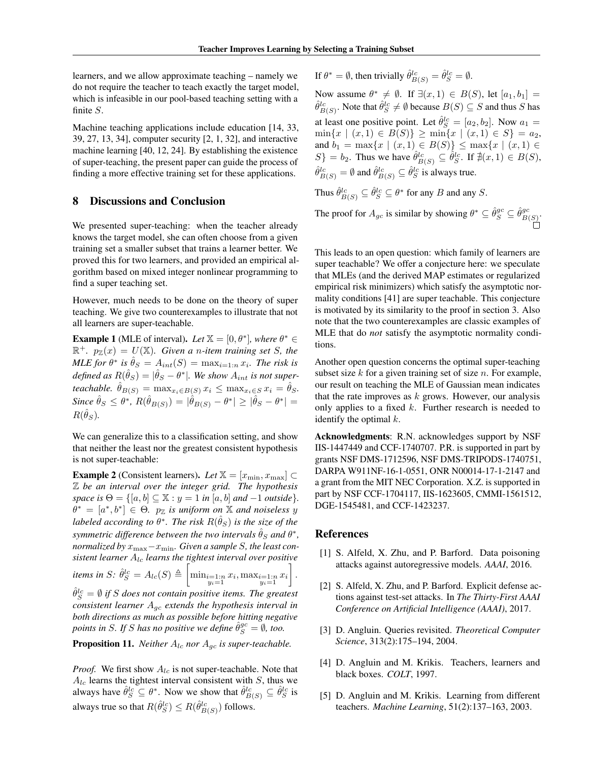learners, and we allow approximate teaching – namely we do not require the teacher to teach exactly the target model, which is infeasible in our pool-based teaching setting with a finite $S$.

Machine teaching applications include education [14, 33, 39, 27, 13, 34], computer security [2, 1, 32], and interactive machine learning [40, 12, 24]. By establishing the existence of super-teaching, the present paper can guide the process of finding a more effective training set for these applications.

## 8 Discussions and Conclusion

We presented super-teaching: when the teacher already knows the target model, she can often choose from a given training set a smaller subset that trains a learner better. We proved this for two learners, and provided an empirical algorithm based on mixed integer nonlinear programming to find a super teaching set.

However, much needs to be done on the theory of super teaching. We give two counterexamples to illustrate that not all learners are super-teachable.

**Example 1** (MLE of interval). *Let $\mathbb{X} = [0, \theta^*]$, where $\theta^* \in \mathbb{R}^+$. $p_{\mathbb{Z}}(x) = U(\mathbb{X})$. Given a $n$-item training set $S$, the MLE for $\theta^*$ is $\hat{\theta}_S = A_{int}(S) = \max_{i=1:n} x_i$. The risk is defined as $R(\hat{\theta}_S) = |\hat{\theta}_S - \theta^*|$. We show $A_{int}$ is not super-teachable. $\hat{\theta}_{B(S)} = \max_{x_i \in B(S)} x_i \leq \max_{x_i \in S} x_i = \hat{\theta}_S$. Since $\hat{\theta}_S \leq \theta^*$, $R(\hat{\theta}_{B(S)}) = |\hat{\theta}_{B(S)} - \theta^*| \geq |\hat{\theta}_S - \theta^*| = R(\hat{\theta}_S)$.*

We can generalize this to a classification setting, and show that neither the least nor the greatest consistent hypothesis is not super-teachable:

**Example 2** (Consistent learners). *Let $\mathbb{X} = [x_{\min}, x_{\max}] \subset \mathbb{Z}$ be an interval over the integer grid. The hypothesis space is $\Theta = \{[a, b] \subseteq \mathbb{X} : y = 1 \text{ in } [a, b] \text{ and } -1 \text{ outside}\}$. $\theta^* = [a^*, b^*] \in \Theta$. $p_{\mathbb{Z}}$ is uniform on $\mathbb{X}$ and noiseless $y$ labeled according to $\theta^*$. The risk $R(\hat{\theta}_S)$ is the size of the symmetric difference between the two intervals $\hat{\theta}_S$ and $\theta^*$, normalized by $x_{\max} - x_{\min}$. Given a sample $S$, the least consistent learner $A_{lc}$ learns the tightest interval over positive items in $S$: $\hat{\theta}^{lc}_S = A_{lc}(S) \triangleq \left[\min_{\substack{i=1:n \\ y_i=1}} x_i, \max_{\substack{i=1:n \\ y_i=1}} x_i\right]$. $\hat{\theta}^{lc}_S = \emptyset$ if $S$ does not contain positive items. The greatest consistent learner $A_{gc}$ extends the hypothesis interval in both directions as much as possible before hitting negative points in $S$. If $S$ has no positive we define $\hat{\theta}^{gc}_S = \emptyset$, too.*

**Proposition 11.** *Neither $A_{lc}$ nor $A_{gc}$ is super-teachable.*

*Proof.* We first show $A_{lc}$ is not super-teachable. Note that $A_{lc}$ learns the tightest interval consistent with $S$, thus we always have $\hat{\theta}^{lc}_S \subseteq \theta^*$. Now we show that $\hat{\theta}^{lc}_{B(S)} \subseteq \hat{\theta}^{lc}_S$ is always true so that $R(\hat{\theta}^{lc}_S) \leq R(\hat{\theta}^{lc}_{B(S)})$ follows.

If $\theta^* = \emptyset$, then trivially $\hat{\theta}^{lc}_{B(S)} = \hat{\theta}^{lc}_S = \emptyset$.

Now assume $\theta^* \neq \emptyset$. If $\exists (x, 1) \in B(S)$, let $[a_1, b_1] = \hat{\theta}^{lc}_{B(S)}$. Note that $\hat{\theta}^{lc}_S \neq \emptyset$ because $B(S) \subseteq S$ and thus $S$ has at least one positive point. Let $\hat{\theta}^{lc}_S = [a_2, b_2]$. Now $a_1 = \min\{x \mid (x, 1) \in B(S)\} \geq \min\{x \mid (x, 1) \in S\} = a_2$, and $b_1 = \max\{x \mid (x, 1) \in B(S)\} \leq \max\{x \mid (x, 1) \in S\} = b_2$. Thus we have $\hat{\theta}^{lc}_{B(S)} \subseteq \hat{\theta}^{lc}_S$. If $\nexists (x, 1) \in B(S)$, $\hat{\theta}^{lc}_{B(S)} = \emptyset$ and $\hat{\theta}^{lc}_{B(S)} \subseteq \hat{\theta}^{lc}_S$ is always true.

Thus $\hat{\theta}^{lc}_{B(S)} \subseteq \hat{\theta}^{lc}_S \subseteq \theta^*$ for any $B$ and any $S$.

The proof for $A_{gc}$ is similar by showing $\theta^* \subseteq \hat{\theta}^{gc}_S \subseteq \hat{\theta}^{gc}_{B(S)}$. □

This leads to an open question: which family of learners are super teachable? We offer a conjecture here: we speculate that MLEs (and the derived MAP estimates or regularized empirical risk minimizers) which satisfy the asymptotic normality conditions [41] are super teachable. This conjecture is motivated by its similarity to the proof in section 3. Also note that the two counterexamples are classic examples of MLE that do *not* satisfy the asymptotic normality conditions.

Another open question concerns the optimal super-teaching subset size $k$ for a given training set of size $n$. For example, our result on teaching the MLE of Gaussian mean indicates that the rate improves as $k$ grows. However, our analysis only applies to a fixed $k$. Further research is needed to identify the optimal $k$.

**Acknowledgments**: R.N. acknowledges support by NSF IIS-1447449 and CCF-1740707. P.R. is supported in part by grants NSF DMS-1712596, NSF DMS-TRIPODS-1740751, DARPA W911NF-16-1-0551, ONR N00014-17-1-2147 and a grant from the MIT NEC Corporation. X.Z. is supported in part by NSF CCF-1704117, IIS-1623605, CMMI-1561512, DGE-1545481, and CCF-1423237.

## References

[1] S. Alfeld, X. Zhu, and P. Barford. Data poisoning attacks against autoregressive models. *AAAI*, 2016.

[2] S. Alfeld, X. Zhu, and P. Barford. Explicit defense actions against test-set attacks. In *The Thirty-First AAAI Conference on Artificial Intelligence (AAAI)*, 2017.

[3] D. Angluin. Queries revisited. *Theoretical Computer Science*, 313(2):175–194, 2004.

[4] D. Angluin and M. Krikis. Teachers, learners and black boxes. *COLT*, 1997.

[5] D. Angluin and M. Krikis. Learning from different teachers. *Machine Learning*, 51(2):137–163, 2003.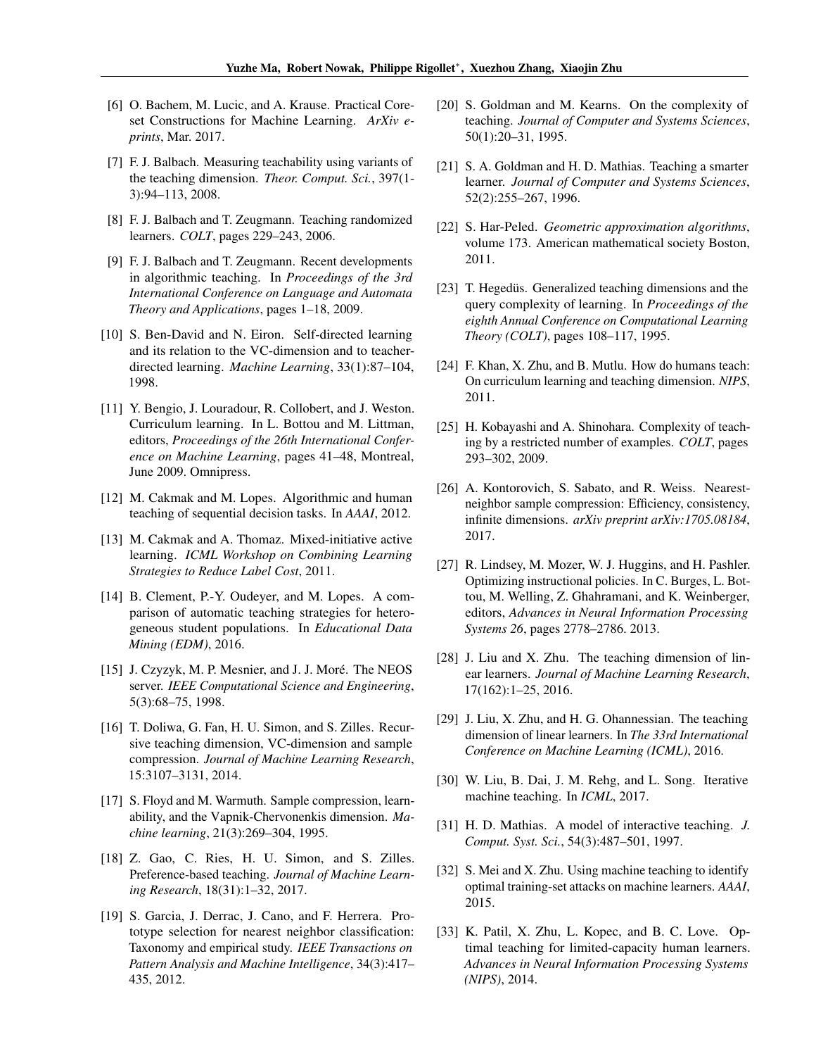[6] O. Bachem, M. Lucic, and A. Krause. Practical Coreset Constructions for Machine Learning. *ArXiv e-prints*, Mar. 2017.

[7] F. J. Balbach. Measuring teachability using variants of the teaching dimension. *Theor. Comput. Sci.*, 397(1-3):94–113, 2008.

[8] F. J. Balbach and T. Zeugmann. Teaching randomized learners. *COLT*, pages 229–243, 2006.

[9] F. J. Balbach and T. Zeugmann. Recent developments in algorithmic teaching. In *Proceedings of the 3rd International Conference on Language and Automata Theory and Applications*, pages 1–18, 2009.

[10] S. Ben-David and N. Eiron. Self-directed learning and its relation to the VC-dimension and to teacher-directed learning. *Machine Learning*, 33(1):87–104, 1998.

[11] Y. Bengio, J. Louradour, R. Collobert, and J. Weston. Curriculum learning. In L. Bottou and M. Littman, editors, *Proceedings of the 26th International Conference on Machine Learning*, pages 41–48, Montreal, June 2009. Omnipress.

[12] M. Cakmak and M. Lopes. Algorithmic and human teaching of sequential decision tasks. In *AAAI*, 2012.

[13] M. Cakmak and A. Thomaz. Mixed-initiative active learning. *ICML Workshop on Combining Learning Strategies to Reduce Label Cost*, 2011.

[14] B. Clement, P.-Y. Oudeyer, and M. Lopes. A comparison of automatic teaching strategies for heterogeneous student populations. In *Educational Data Mining (EDM)*, 2016.

[15] J. Czyzyk, M. P. Mesnier, and J. J. Moré. The NEOS server. *IEEE Computational Science and Engineering*, 5(3):68–75, 1998.

[16] T. Doliwa, G. Fan, H. U. Simon, and S. Zilles. Recursive teaching dimension, VC-dimension and sample compression. *Journal of Machine Learning Research*, 15:3107–3131, 2014.

[17] S. Floyd and M. Warmuth. Sample compression, learnability, and the Vapnik-Chervonenkis dimension. *Machine learning*, 21(3):269–304, 1995.

[18] Z. Gao, C. Ries, H. U. Simon, and S. Zilles. Preference-based teaching. *Journal of Machine Learning Research*, 18(31):1–32, 2017.

[19] S. Garcia, J. Derrac, J. Cano, and F. Herrera. Prototype selection for nearest neighbor classification: Taxonomy and empirical study. *IEEE Transactions on Pattern Analysis and Machine Intelligence*, 34(3):417–435, 2012.

[20] S. Goldman and M. Kearns. On the complexity of teaching. *Journal of Computer and Systems Sciences*, 50(1):20–31, 1995.

[21] S. A. Goldman and H. D. Mathias. Teaching a smarter learner. *Journal of Computer and Systems Sciences*, 52(2):255–267, 1996.

[22] S. Har-Peled. *Geometric approximation algorithms*, volume 173. American mathematical society Boston, 2011.

[23] T. Hegedüs. Generalized teaching dimensions and the query complexity of learning. In *Proceedings of the eighth Annual Conference on Computational Learning Theory (COLT)*, pages 108–117, 1995.

[24] F. Khan, X. Zhu, and B. Mutlu. How do humans teach: On curriculum learning and teaching dimension. *NIPS*, 2011.

[25] H. Kobayashi and A. Shinohara. Complexity of teaching by a restricted number of examples. *COLT*, pages 293–302, 2009.

[26] A. Kontorovich, S. Sabato, and R. Weiss. Nearest-neighbor sample compression: Efficiency, consistency, infinite dimensions. *arXiv preprint arXiv:1705.08184*, 2017.

[27] R. Lindsey, M. Mozer, W. J. Huggins, and H. Pashler. Optimizing instructional policies. In C. Burges, L. Bottou, M. Welling, Z. Ghahramani, and K. Weinberger, editors, *Advances in Neural Information Processing Systems 26*, pages 2778–2786. 2013.

[28] J. Liu and X. Zhu. The teaching dimension of linear learners. *Journal of Machine Learning Research*, 17(162):1–25, 2016.

[29] J. Liu, X. Zhu, and H. G. Ohannessian. The teaching dimension of linear learners. In *The 33rd International Conference on Machine Learning (ICML)*, 2016.

[30] W. Liu, B. Dai, J. M. Rehg, and L. Song. Iterative machine teaching. In *ICML*, 2017.

[31] H. D. Mathias. A model of interactive teaching. *J. Comput. Syst. Sci.*, 54(3):487–501, 1997.

[32] S. Mei and X. Zhu. Using machine teaching to identify optimal training-set attacks on machine learners. *AAAI*, 2015.

[33] K. Patil, X. Zhu, L. Kopec, and B. C. Love. Optimal teaching for limited-capacity human learners. *Advances in Neural Information Processing Systems (NIPS)*, 2014.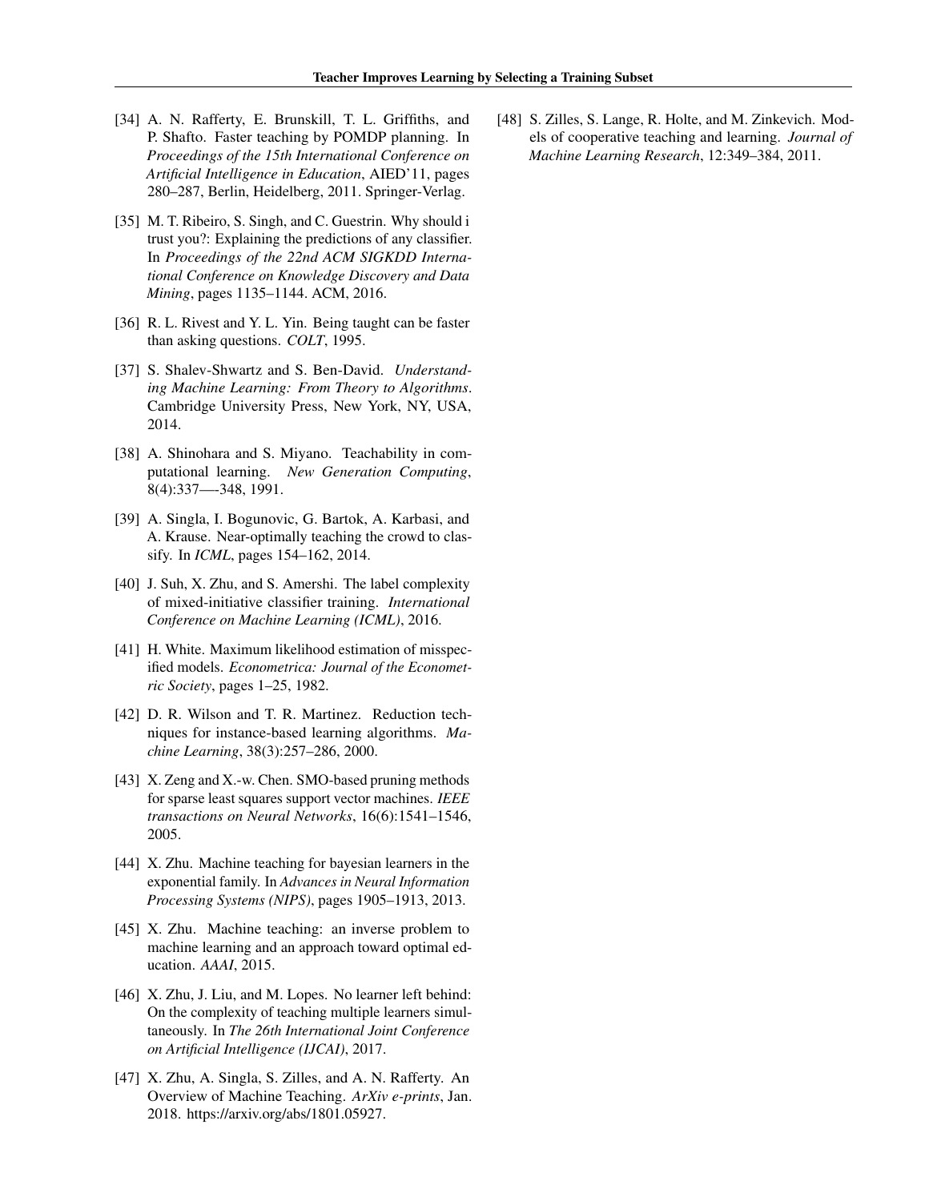[34] A. N. Rafferty, E. Brunskill, T. L. Griffiths, and P. Shafto. Faster teaching by POMDP planning. In *Proceedings of the 15th International Conference on Artificial Intelligence in Education*, AIED'11, pages 280–287, Berlin, Heidelberg, 2011. Springer-Verlag.

[35] M. T. Ribeiro, S. Singh, and C. Guestrin. Why should i trust you?: Explaining the predictions of any classifier. In *Proceedings of the 22nd ACM SIGKDD International Conference on Knowledge Discovery and Data Mining*, pages 1135–1144. ACM, 2016.

[36] R. L. Rivest and Y. L. Yin. Being taught can be faster than asking questions. *COLT*, 1995.

[37] S. Shalev-Shwartz and S. Ben-David. *Understanding Machine Learning: From Theory to Algorithms*. Cambridge University Press, New York, NY, USA, 2014.

[38] A. Shinohara and S. Miyano. Teachability in computational learning. *New Generation Computing*, 8(4):337—-348, 1991.

[39] A. Singla, I. Bogunovic, G. Bartok, A. Karbasi, and A. Krause. Near-optimally teaching the crowd to classify. In *ICML*, pages 154–162, 2014.

[40] J. Suh, X. Zhu, and S. Amershi. The label complexity of mixed-initiative classifier training. *International Conference on Machine Learning (ICML)*, 2016.

[41] H. White. Maximum likelihood estimation of misspecified models. *Econometrica: Journal of the Econometric Society*, pages 1–25, 1982.

[42] D. R. Wilson and T. R. Martinez. Reduction techniques for instance-based learning algorithms. *Machine Learning*, 38(3):257–286, 2000.

[43] X. Zeng and X.-w. Chen. SMO-based pruning methods for sparse least squares support vector machines. *IEEE transactions on Neural Networks*, 16(6):1541–1546, 2005.

[44] X. Zhu. Machine teaching for bayesian learners in the exponential family. In *Advances in Neural Information Processing Systems (NIPS)*, pages 1905–1913, 2013.

[45] X. Zhu. Machine teaching: an inverse problem to machine learning and an approach toward optimal education. *AAAI*, 2015.

[46] X. Zhu, J. Liu, and M. Lopes. No learner left behind: On the complexity of teaching multiple learners simultaneously. In *The 26th International Joint Conference on Artificial Intelligence (IJCAI)*, 2017.

[47] X. Zhu, A. Singla, S. Zilles, and A. N. Rafferty. An Overview of Machine Teaching. *ArXiv e-prints*, Jan. 2018. https://arxiv.org/abs/1801.05927.

[48] S. Zilles, S. Lange, R. Holte, and M. Zinkevich. Models of cooperative teaching and learning. *Journal of Machine Learning Research*, 12:349–384, 2011.